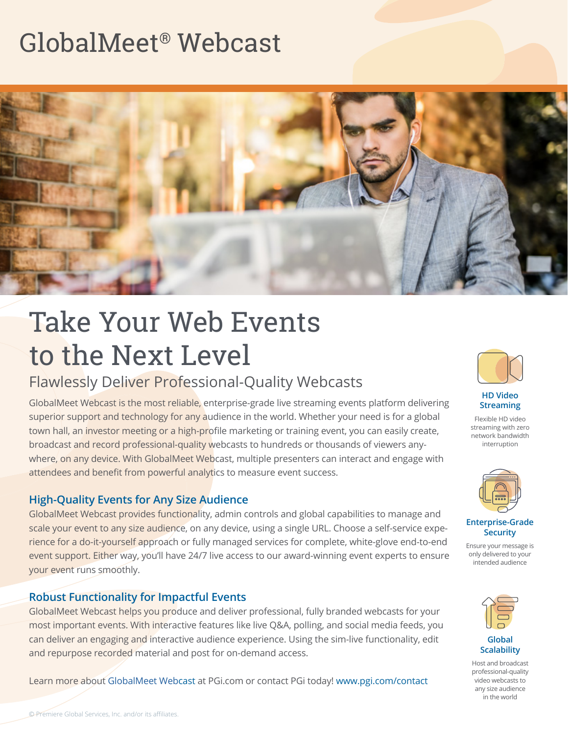# GlobalMeet® Webcast

## Take Your Web Events to the Next Level

### Flawlessly Deliver Professional-Quality Webcasts

GlobalMeet Webcast is the most reliable, enterprise-grade live streaming events platform delivering superior support and technology for any audience in the world. Whether your need is for a global town hall, an investor meeting or a high-profile marketing or training event, you can easily create, broadcast and record professional-quality webcasts to hundreds or thousands of viewers anywhere, on any device. With GlobalMeet Webcast, multiple presenters can interact and engage with attendees and benefit from powerful analytics to measure event success.

### High-Quality Events for Any Size Audience

GlobalMeet Webcast provides functionality, admin controls and global capabilities to manage and scale your event to any size audience, on any device, using a single URL. Choose a self-service experience for a do-it-yourself approach or fully managed services for complete, white-glove end-to-end event support. Either way, you'll have 24/7 live access to our award-winning event experts to ensure your event runs smoothly.

### Robust Functionality for Impactful Events

GlobalMeet Webcast helps you produce and deliver professional, fully branded webcasts for your most important events. With interactive features like live Q&A, polling, and social media feeds, you can deliver an engaging and interactive audience experience. Using the sim-live functionality, edit and repurpose recorded material and post for on-demand access.

Learn more about GlobalMeet Webcast at PGi.com or contact PGi today! www.pgi.com/contact

**HD Video Streaming**

Flexible HD video streaming with zero network bandwidth interruption

**Enterprise-Grade Security**

Ensure your message is only delivered to your intended audience

**Global Scalability**

Host and broadcast professional-quality video webcasts to any size audience in the world

© Premiere Global Services, Inc. and/or its affiliates.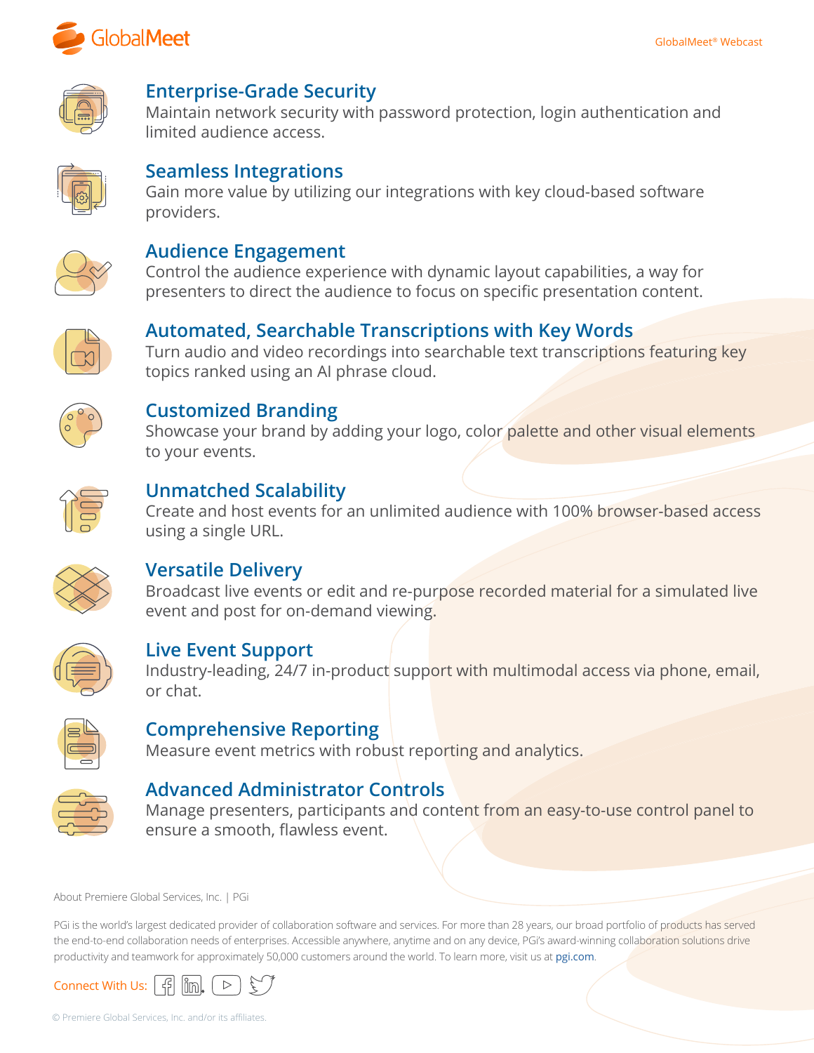## Enterprise-Grade Security

Maintain network security with password protection, login authentication and limited audience access.

## Seamless Integrations

Gain more value by utilizing our integrations with key cloud-based software providers.

## Audience Engagement

Control the audience experience with dynamic layout capabilities, a way for presenters to direct the audience to focus on specific presentation content.

## Automated, Searchable Transcriptions with Key Words

Turn audio and video recordings into searchable text transcriptions featuring key topics ranked using an AI phrase cloud.

## Customized Branding

Showcase your brand by adding your logo, color palette and other visual elements to your events.

## Unmatched Scalability

Create and host events for an unlimited audience with 100% browser-based access using a single URL.

## Versatile Delivery

Broadcast live events or edit and re-purpose recorded material for a simulated live event and post for on-demand viewing.

## Live Event Support

Industry-leading, 24/7 in-product support with multimodal access via phone, email, or chat.

## Comprehensive Reporting

Measure event metrics with robust reporting and analytics.

## Advanced Administrator Controls

Manage presenters, participants and content from an easy-to-use control panel to ensure a smooth, flawless event.

About Premiere Global Services, Inc. | PGi

PGi is the world's largest dedicated provider of collaboration software and services. For more than 28 years, our broad portfolio of products has served the end-to-end collaboration needs of enterprises. Accessible anywhere, anytime and on any device, PGi's award-winning collaboration solutions drive productivity and teamwork for approximately 50,000 customers around the world. To learn more, visit us at pgi.com.

Connect With Us:

© Premiere Global Services, Inc. and/or its affiliates.